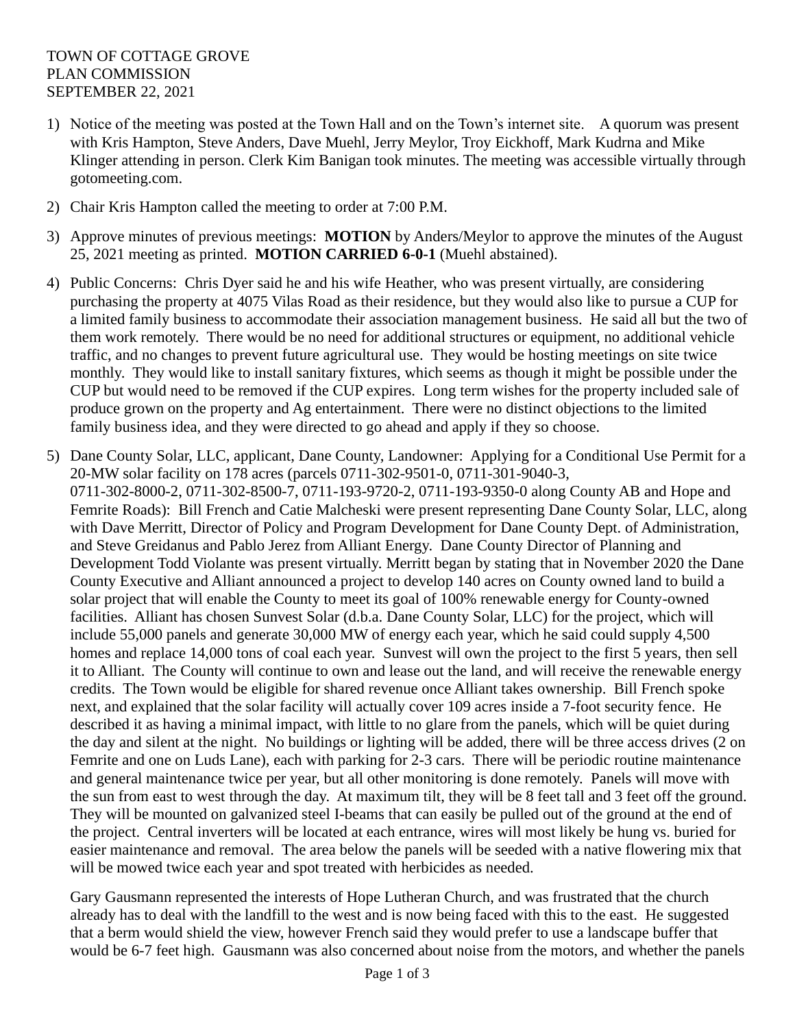TOWN OF COTTAGE GROVE
PLAN COMMISSION
SEPTEMBER 22, 2021

1) Notice of the meeting was posted at the Town Hall and on the Town's internet site. A quorum was present with Kris Hampton, Steve Anders, Dave Muehl, Jerry Meylor, Troy Eickhoff, Mark Kudrna and Mike Klinger attending in person. Clerk Kim Banigan took minutes. The meeting was accessible virtually through gotomeeting.com.

2) Chair Kris Hampton called the meeting to order at 7:00 P.M.

3) Approve minutes of previous meetings: **MOTION** by Anders/Meylor to approve the minutes of the August 25, 2021 meeting as printed. **MOTION CARRIED 6-0-1** (Muehl abstained).

4) Public Concerns: Chris Dyer said he and his wife Heather, who was present virtually, are considering purchasing the property at 4075 Vilas Road as their residence, but they would also like to pursue a CUP for a limited family business to accommodate their association management business. He said all but the two of them work remotely. There would be no need for additional structures or equipment, no additional vehicle traffic, and no changes to prevent future agricultural use. They would be hosting meetings on site twice monthly. They would like to install sanitary fixtures, which seems as though it might be possible under the CUP but would need to be removed if the CUP expires. Long term wishes for the property included sale of produce grown on the property and Ag entertainment. There were no distinct objections to the limited family business idea, and they were directed to go ahead and apply if they so choose.

5) Dane County Solar, LLC, applicant, Dane County, Landowner: Applying for a Conditional Use Permit for a 20-MW solar facility on 178 acres (parcels 0711-302-9501-0, 0711-301-9040-3, 0711-302-8000-2, 0711-302-8500-7, 0711-193-9720-2, 0711-193-9350-0 along County AB and Hope and Femrite Roads): Bill French and Catie Malcheski were present representing Dane County Solar, LLC, along with Dave Merritt, Director of Policy and Program Development for Dane County Dept. of Administration, and Steve Greidanus and Pablo Jerez from Alliant Energy. Dane County Director of Planning and Development Todd Violante was present virtually. Merritt began by stating that in November 2020 the Dane County Executive and Alliant announced a project to develop 140 acres on County owned land to build a solar project that will enable the County to meet its goal of 100% renewable energy for County-owned facilities. Alliant has chosen Sunvest Solar (d.b.a. Dane County Solar, LLC) for the project, which will include 55,000 panels and generate 30,000 MW of energy each year, which he said could supply 4,500 homes and replace 14,000 tons of coal each year. Sunvest will own the project to the first 5 years, then sell it to Alliant. The County will continue to own and lease out the land, and will receive the renewable energy credits. The Town would be eligible for shared revenue once Alliant takes ownership. Bill French spoke next, and explained that the solar facility will actually cover 109 acres inside a 7-foot security fence. He described it as having a minimal impact, with little to no glare from the panels, which will be quiet during the day and silent at the night. No buildings or lighting will be added, there will be three access drives (2 on Femrite and one on Luds Lane), each with parking for 2-3 cars. There will be periodic routine maintenance and general maintenance twice per year, but all other monitoring is done remotely. Panels will move with the sun from east to west through the day. At maximum tilt, they will be 8 feet tall and 3 feet off the ground. They will be mounted on galvanized steel I-beams that can easily be pulled out of the ground at the end of the project. Central inverters will be located at each entrance, wires will most likely be hung vs. buried for easier maintenance and removal. The area below the panels will be seeded with a native flowering mix that will be mowed twice each year and spot treated with herbicides as needed.

   Gary Gausmann represented the interests of Hope Lutheran Church, and was frustrated that the church already has to deal with the landfill to the west and is now being faced with this to the east. He suggested that a berm would shield the view, however French said they would prefer to use a landscape buffer that would be 6-7 feet high. Gausmann was also concerned about noise from the motors, and whether the panels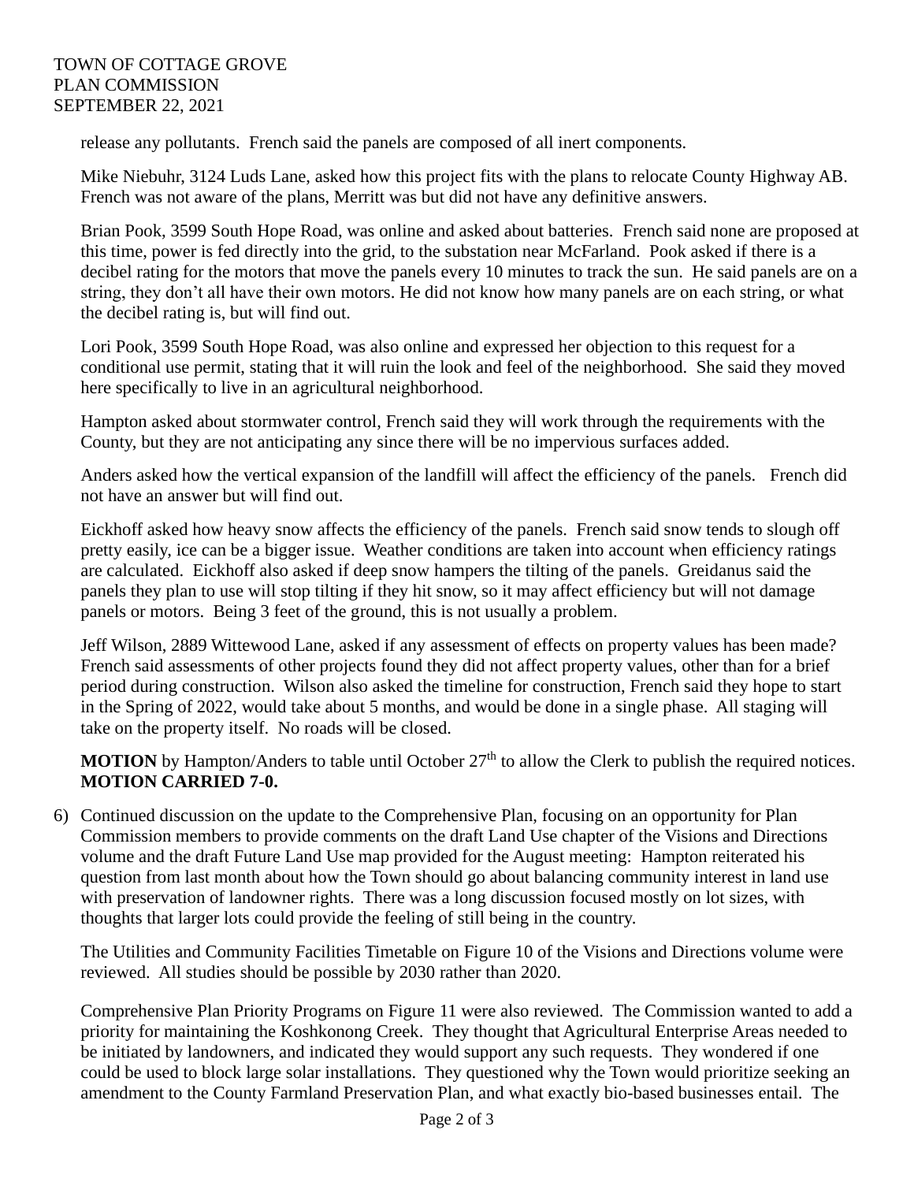release any pollutants. French said the panels are composed of all inert components.

Mike Niebuhr, 3124 Luds Lane, asked how this project fits with the plans to relocate County Highway AB. French was not aware of the plans, Merritt was but did not have any definitive answers.

Brian Pook, 3599 South Hope Road, was online and asked about batteries. French said none are proposed at this time, power is fed directly into the grid, to the substation near McFarland. Pook asked if there is a decibel rating for the motors that move the panels every 10 minutes to track the sun. He said panels are on a string, they don't all have their own motors. He did not know how many panels are on each string, or what the decibel rating is, but will find out.

Lori Pook, 3599 South Hope Road, was also online and expressed her objection to this request for a conditional use permit, stating that it will ruin the look and feel of the neighborhood. She said they moved here specifically to live in an agricultural neighborhood.

Hampton asked about stormwater control, French said they will work through the requirements with the County, but they are not anticipating any since there will be no impervious surfaces added.

Anders asked how the vertical expansion of the landfill will affect the efficiency of the panels. French did not have an answer but will find out.

Eickhoff asked how heavy snow affects the efficiency of the panels. French said snow tends to slough off pretty easily, ice can be a bigger issue. Weather conditions are taken into account when efficiency ratings are calculated. Eickhoff also asked if deep snow hampers the tilting of the panels. Greidanus said the panels they plan to use will stop tilting if they hit snow, so it may affect efficiency but will not damage panels or motors. Being 3 feet of the ground, this is not usually a problem.

Jeff Wilson, 2889 Wittewood Lane, asked if any assessment of effects on property values has been made? French said assessments of other projects found they did not affect property values, other than for a brief period during construction. Wilson also asked the timeline for construction, French said they hope to start in the Spring of 2022, would take about 5 months, and would be done in a single phase. All staging will take on the property itself. No roads will be closed.

**MOTION** by Hampton/Anders to table until October 27th to allow the Clerk to publish the required notices. **MOTION CARRIED 7-0.**

6) Continued discussion on the update to the Comprehensive Plan, focusing on an opportunity for Plan Commission members to provide comments on the draft Land Use chapter of the Visions and Directions volume and the draft Future Land Use map provided for the August meeting: Hampton reiterated his question from last month about how the Town should go about balancing community interest in land use with preservation of landowner rights. There was a long discussion focused mostly on lot sizes, with thoughts that larger lots could provide the feeling of still being in the country.

   The Utilities and Community Facilities Timetable on Figure 10 of the Visions and Directions volume were reviewed. All studies should be possible by 2030 rather than 2020.

   Comprehensive Plan Priority Programs on Figure 11 were also reviewed. The Commission wanted to add a priority for maintaining the Koshkonong Creek. They thought that Agricultural Enterprise Areas needed to be initiated by landowners, and indicated they would support any such requests. They wondered if one could be used to block large solar installations. They questioned why the Town would prioritize seeking an amendment to the County Farmland Preservation Plan, and what exactly bio-based businesses entail. The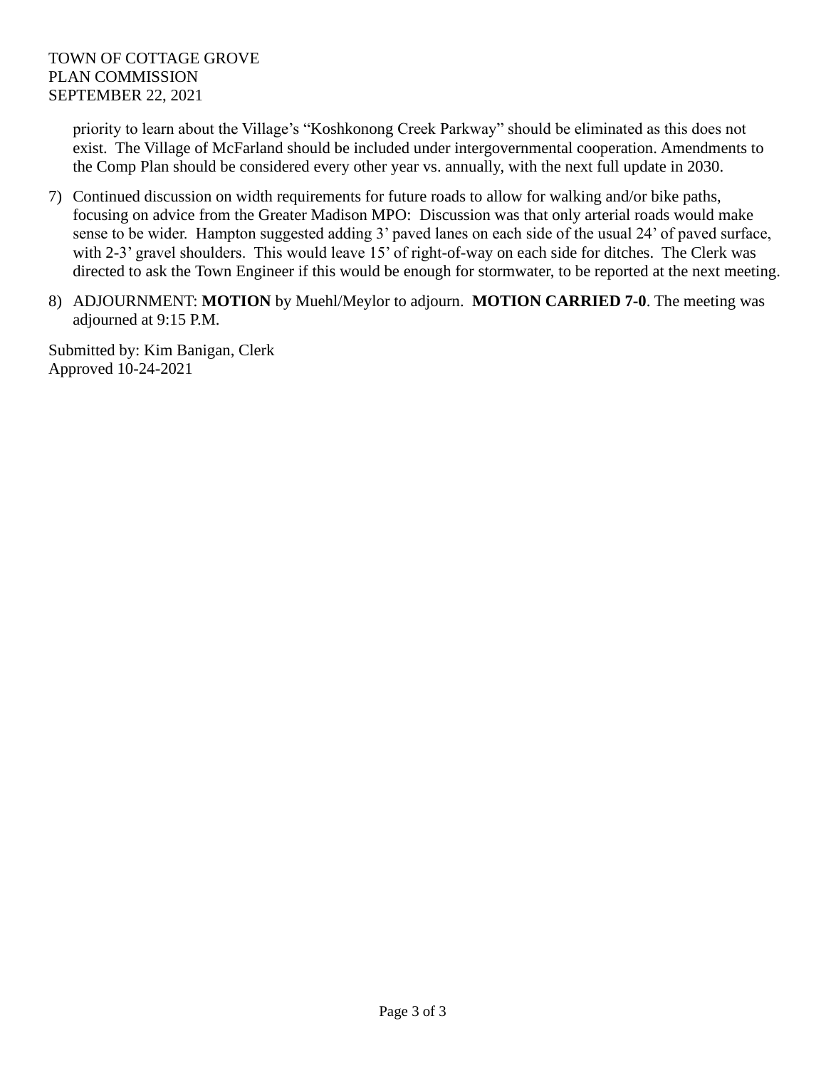priority to learn about the Village's "Koshkonong Creek Parkway" should be eliminated as this does not exist. The Village of McFarland should be included under intergovernmental cooperation. Amendments to the Comp Plan should be considered every other year vs. annually, with the next full update in 2030.

7) Continued discussion on width requirements for future roads to allow for walking and/or bike paths, focusing on advice from the Greater Madison MPO: Discussion was that only arterial roads would make sense to be wider. Hampton suggested adding 3' paved lanes on each side of the usual 24' of paved surface, with 2-3' gravel shoulders. This would leave 15' of right-of-way on each side for ditches. The Clerk was directed to ask the Town Engineer if this would be enough for stormwater, to be reported at the next meeting.

8) ADJOURNMENT: **MOTION** by Muehl/Meylor to adjourn. **MOTION CARRIED 7-0**. The meeting was adjourned at 9:15 P.M.

Submitted by: Kim Banigan, Clerk
Approved 10-24-2021